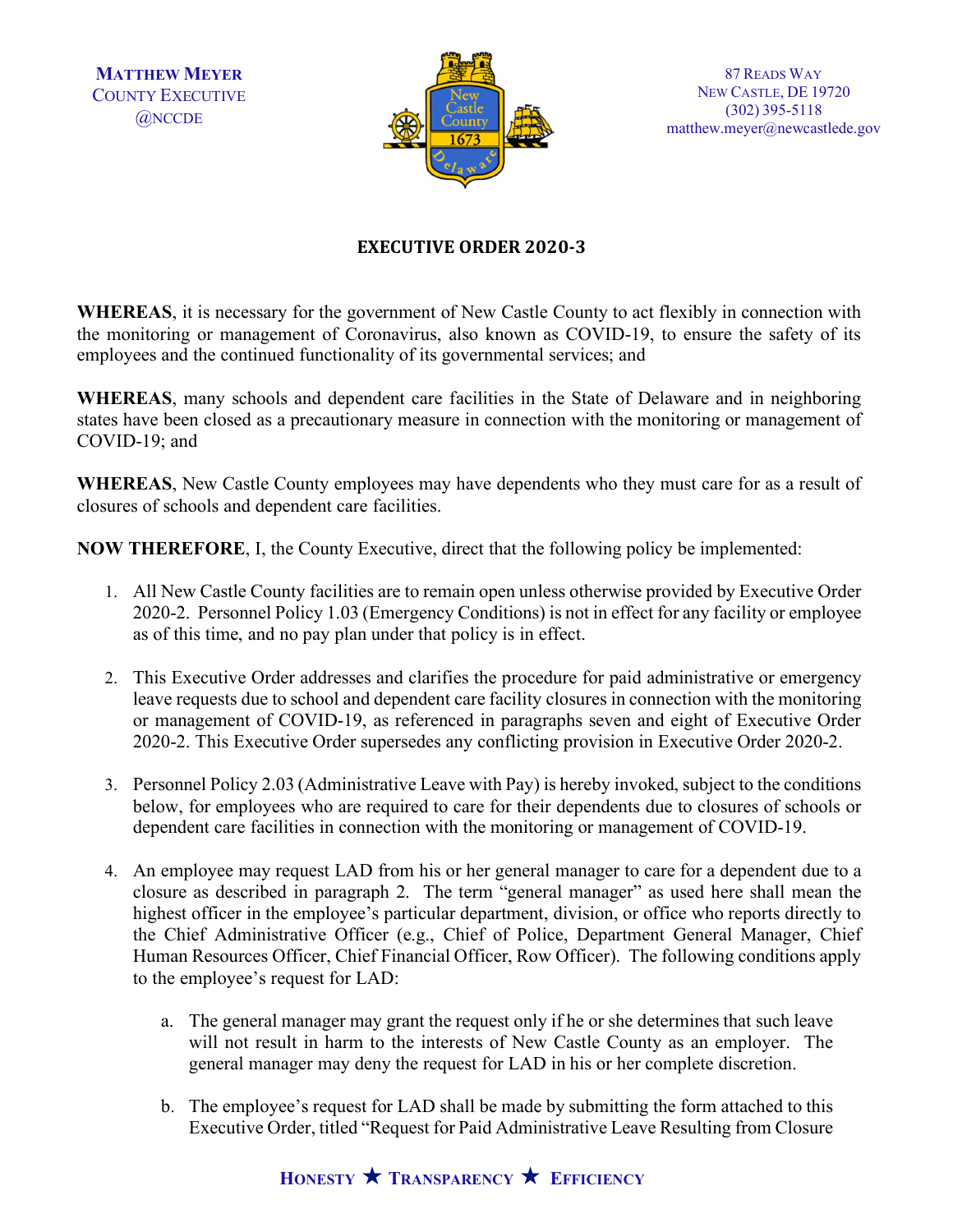**Matthew Meyer**
County Executive
@NCCDE

87 Reads Way
New Castle, DE 19720
(302) 395-5118
matthew.meyer@newcastlede.gov

# EXECUTIVE ORDER 2020-3

**WHEREAS**, it is necessary for the government of New Castle County to act flexibly in connection with the monitoring or management of Coronavirus, also known as COVID-19, to ensure the safety of its employees and the continued functionality of its governmental services; and

**WHEREAS**, many schools and dependent care facilities in the State of Delaware and in neighboring states have been closed as a precautionary measure in connection with the monitoring or management of COVID-19; and

**WHEREAS**, New Castle County employees may have dependents who they must care for as a result of closures of schools and dependent care facilities.

**NOW THEREFORE**, I, the County Executive, direct that the following policy be implemented:

1. All New Castle County facilities are to remain open unless otherwise provided by Executive Order 2020-2. Personnel Policy 1.03 (Emergency Conditions) is not in effect for any facility or employee as of this time, and no pay plan under that policy is in effect.

2. This Executive Order addresses and clarifies the procedure for paid administrative or emergency leave requests due to school and dependent care facility closures in connection with the monitoring or management of COVID-19, as referenced in paragraphs seven and eight of Executive Order 2020-2. This Executive Order supersedes any conflicting provision in Executive Order 2020-2.

3. Personnel Policy 2.03 (Administrative Leave with Pay) is hereby invoked, subject to the conditions below, for employees who are required to care for their dependents due to closures of schools or dependent care facilities in connection with the monitoring or management of COVID-19.

4. An employee may request LAD from his or her general manager to care for a dependent due to a closure as described in paragraph 2. The term "general manager" as used here shall mean the highest officer in the employee's particular department, division, or office who reports directly to the Chief Administrative Officer (e.g., Chief of Police, Department General Manager, Chief Human Resources Officer, Chief Financial Officer, Row Officer). The following conditions apply to the employee's request for LAD:

   a. The general manager may grant the request only if he or she determines that such leave will not result in harm to the interests of New Castle County as an employer. The general manager may deny the request for LAD in his or her complete discretion.

   b. The employee's request for LAD shall be made by submitting the form attached to this Executive Order, titled "Request for Paid Administrative Leave Resulting from Closure

**Honesty ★ Transparency ★ Efficiency**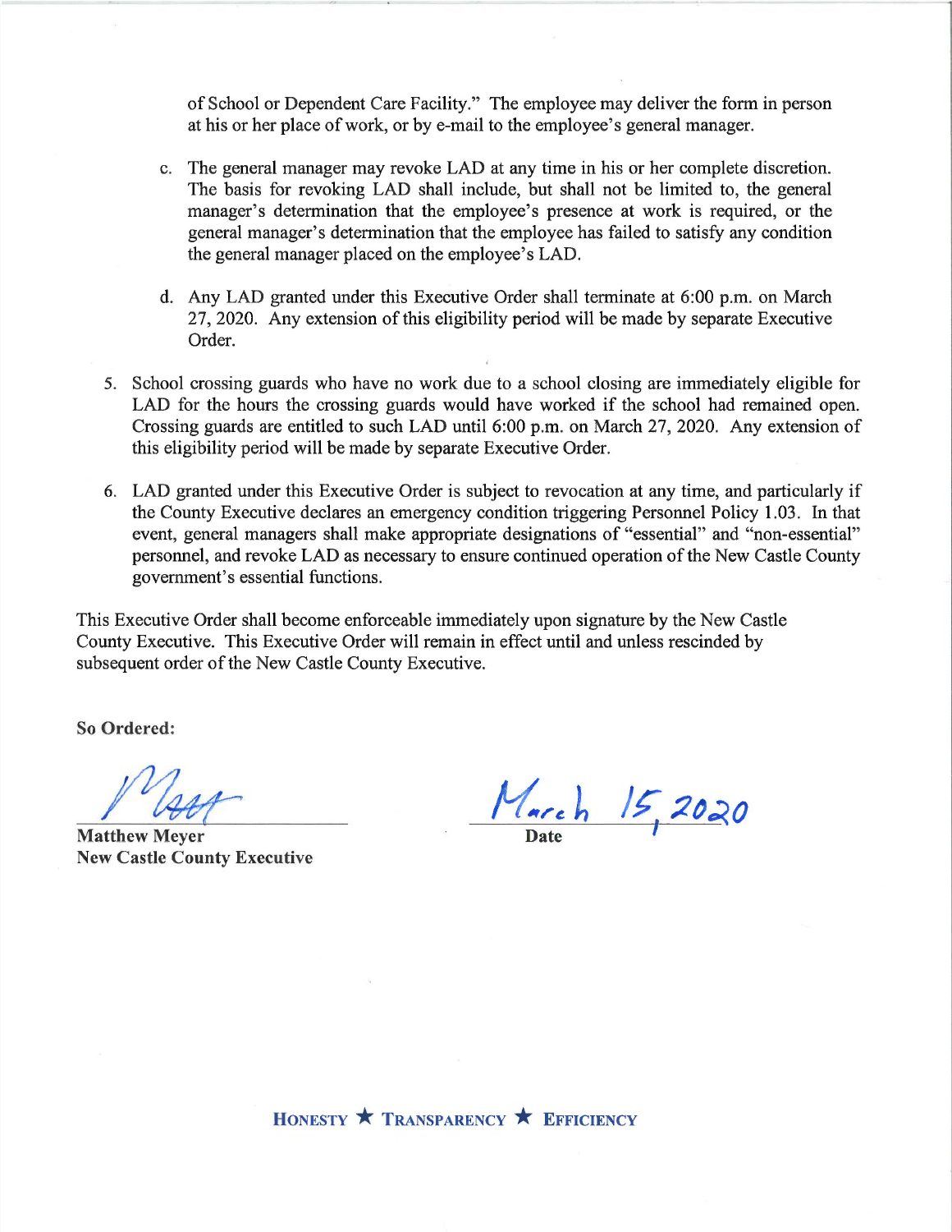of School or Dependent Care Facility." The employee may deliver the form in person at his or her place of work, or by e-mail to the employee's general manager.

c. The general manager may revoke LAD at any time in his or her complete discretion. The basis for revoking LAD shall include, but shall not be limited to, the general manager's determination that the employee's presence at work is required, or the general manager's determination that the employee has failed to satisfy any condition the general manager placed on the employee's LAD.

d. Any LAD granted under this Executive Order shall terminate at 6:00 p.m. on March 27, 2020. Any extension of this eligibility period will be made by separate Executive Order.

5. School crossing guards who have no work due to a school closing are immediately eligible for LAD for the hours the crossing guards would have worked if the school had remained open. Crossing guards are entitled to such LAD until 6:00 p.m. on March 27, 2020. Any extension of this eligibility period will be made by separate Executive Order.

6. LAD granted under this Executive Order is subject to revocation at any time, and particularly if the County Executive declares an emergency condition triggering Personnel Policy 1.03. In that event, general managers shall make appropriate designations of "essential" and "non-essential" personnel, and revoke LAD as necessary to ensure continued operation of the New Castle County government's essential functions.

This Executive Order shall become enforceable immediately upon signature by the New Castle County Executive. This Executive Order will remain in effect until and unless rescinded by subsequent order of the New Castle County Executive.

**So Ordered:**

Matt

**Matthew Meyer**
**New Castle County Executive**

March 15, 2020
**Date**

**Honesty ★ Transparency ★ Efficiency**